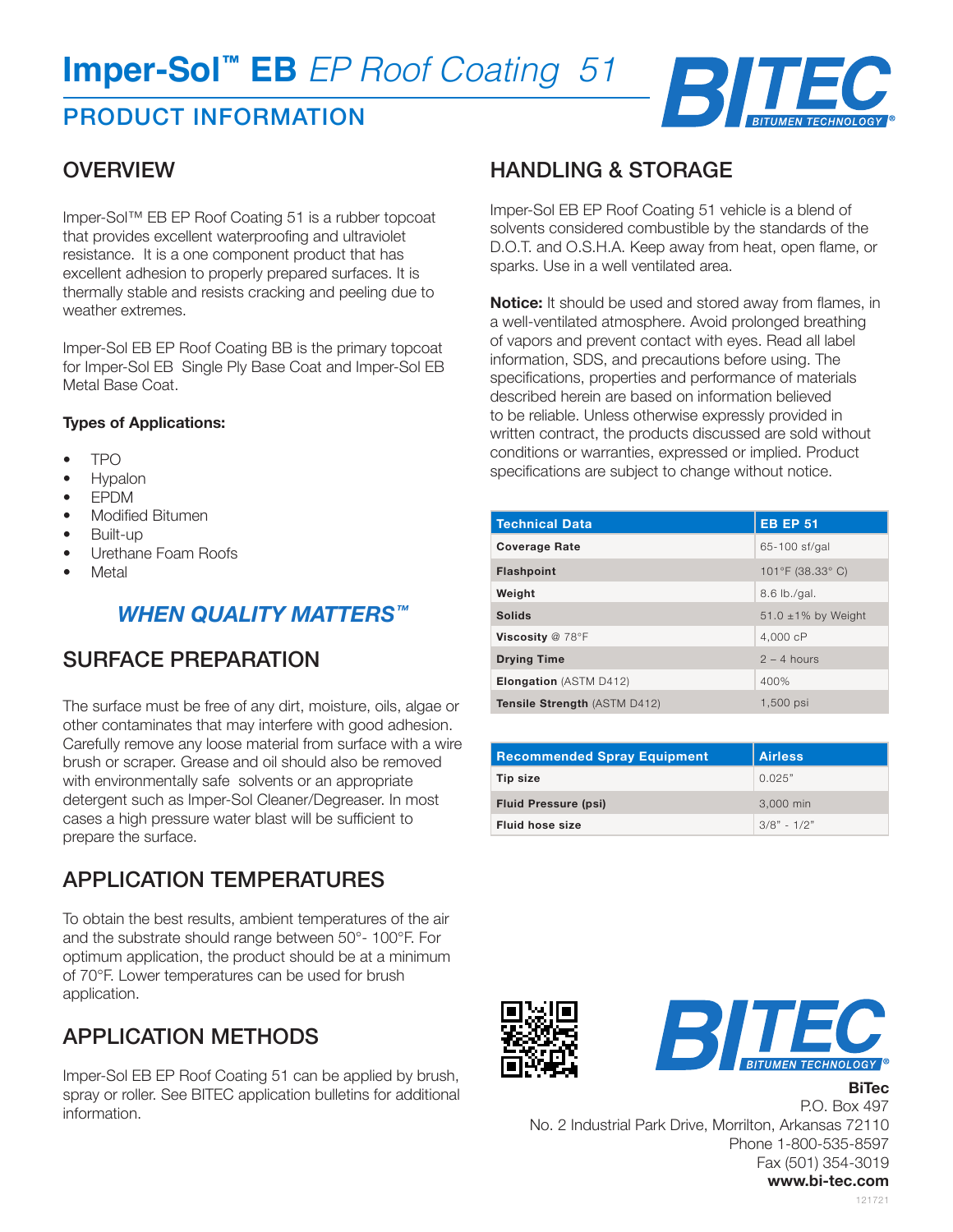# Imper-Sol™ EB *EP Roof Coating 51*

## PRODUCT INFORMATION

BITEC BITUMEN TECHNOLOGY®

## OVERVIEW

Imper-Sol™ EB EP Roof Coating 51 is a rubber topcoat that provides excellent waterproofing and ultraviolet resistance. It is a one component product that has excellent adhesion to properly prepared surfaces. It is thermally stable and resists cracking and peeling due to weather extremes.

Imper-Sol EB EP Roof Coating BB is the primary topcoat for Imper-Sol EB Single Ply Base Coat and Imper-Sol EB Metal Base Coat.

**Types of Applications:**

- TPO
- Hypalon
- EPDM
- Modified Bitumen
- Built-up
- Urethane Foam Roofs
- Metal

***WHEN QUALITY MATTERS™***

## SURFACE PREPARATION

The surface must be free of any dirt, moisture, oils, algae or other contaminates that may interfere with good adhesion. Carefully remove any loose material from surface with a wire brush or scraper. Grease and oil should also be removed with environmentally safe solvents or an appropriate detergent such as Imper-Sol Cleaner/Degreaser. In most cases a high pressure water blast will be sufficient to prepare the surface.

## APPLICATION TEMPERATURES

To obtain the best results, ambient temperatures of the air and the substrate should range between 50°- 100°F. For optimum application, the product should be at a minimum of 70°F. Lower temperatures can be used for brush application.

## APPLICATION METHODS

Imper-Sol EB EP Roof Coating 51 can be applied by brush, spray or roller. See BITEC application bulletins for additional information.

## HANDLING & STORAGE

Imper-Sol EB EP Roof Coating 51 vehicle is a blend of solvents considered combustible by the standards of the D.O.T. and O.S.H.A. Keep away from heat, open flame, or sparks. Use in a well ventilated area.

**Notice:** It should be used and stored away from flames, in a well-ventilated atmosphere. Avoid prolonged breathing of vapors and prevent contact with eyes. Read all label information, SDS, and precautions before using. The specifications, properties and performance of materials described herein are based on information believed to be reliable. Unless otherwise expressly provided in written contract, the products discussed are sold without conditions or warranties, expressed or implied. Product specifications are subject to change without notice.

| Technical Data | EB EP 51 |
|---|---|
| **Coverage Rate** | 65-100 sf/gal |
| **Flashpoint** | 101°F (38.33° C) |
| **Weight** | 8.6 lb./gal. |
| **Solids** | 51.0 ±1% by Weight |
| **Viscosity** @ 78°F | 4,000 cP |
| **Drying Time** | 2 – 4 hours |
| **Elongation** (ASTM D412) | 400% |
| **Tensile Strength** (ASTM D412) | 1,500 psi |

| Recommended Spray Equipment | Airless |
|---|---|
| **Tip size** | 0.025" |
| **Fluid Pressure (psi)** | 3,000 min |
| **Fluid hose size** | 3/8" - 1/2" |

BITEC BITUMEN TECHNOLOGY®

**BiTec**
P.O. Box 497
No. 2 Industrial Park Drive, Morrilton, Arkansas 72110
Phone 1-800-535-8597
Fax (501) 354-3019
**www.bi-tec.com**

121721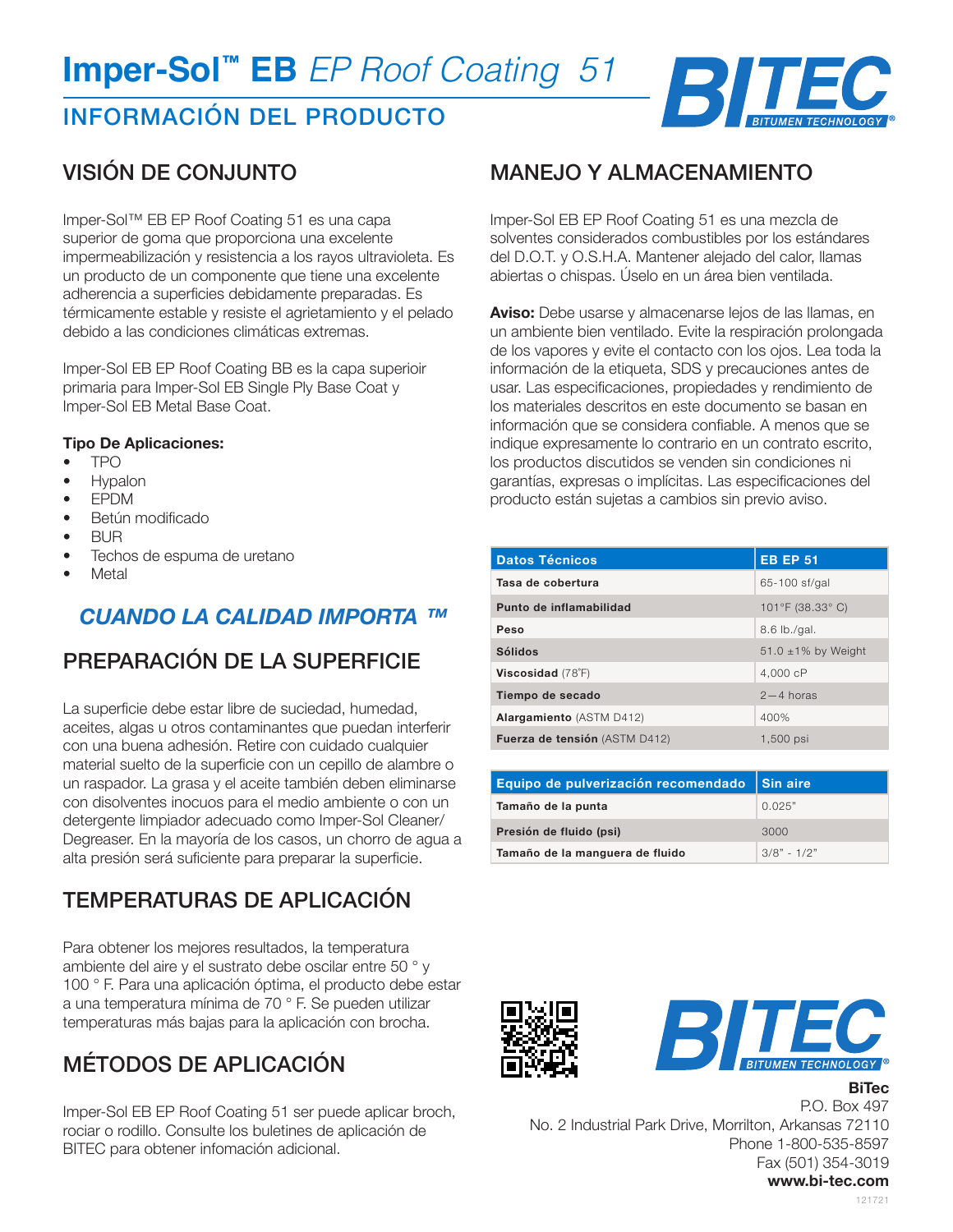# Imper-Sol™ EB *EP Roof Coating 51*

## INFORMACIÓN DEL PRODUCTO

BITEC BITUMEN TECHNOLOGY®

## VISIÓN DE CONJUNTO

Imper-Sol™ EB EP Roof Coating 51 es una capa superior de goma que proporciona una excelente impermeabilización y resistencia a los rayos ultravioleta. Es un producto de un componente que tiene una excelente adherencia a superficies debidamente preparadas. Es térmicamente estable y resiste el agrietamiento y el pelado debido a las condiciones climáticas extremas.

Imper-Sol EB EP Roof Coating BB es la capa superioir primaria para Imper-Sol EB Single Ply Base Coat y Imper-Sol EB Metal Base Coat.

**Tipo De Aplicaciones:**

- TPO
- Hypalon
- EPDM
- Betún modificado
- BUR
- Techos de espuma de uretano
- Metal

### *CUANDO LA CALIDAD IMPORTA ™*

## PREPARACIÓN DE LA SUPERFICIE

La superficie debe estar libre de suciedad, humedad, aceites, algas u otros contaminantes que puedan interferir con una buena adhesión. Retire con cuidado cualquier material suelto de la superficie con un cepillo de alambre o un raspador. La grasa y el aceite también deben eliminarse con disolventes inocuos para el medio ambiente o con un detergente limpiador adecuado como Imper-Sol Cleaner/ Degreaser. En la mayoría de los casos, un chorro de agua a alta presión será suficiente para preparar la superficie.

## TEMPERATURAS DE APLICACIÓN

Para obtener los mejores resultados, la temperatura ambiente del aire y el sustrato debe oscilar entre 50 ° y 100 ° F. Para una aplicación óptima, el producto debe estar a una temperatura mínima de 70 ° F. Se pueden utilizar temperaturas más bajas para la aplicación con brocha.

## MÉTODOS DE APLICACIÓN

Imper-Sol EB EP Roof Coating 51 ser puede aplicar broch, rociar o rodillo. Consulte los buletines de aplicación de BITEC para obtener infomación adicional.

## MANEJO Y ALMACENAMIENTO

Imper-Sol EB EP Roof Coating 51 es una mezcla de solventes considerados combustibles por los estándares del D.O.T. y O.S.H.A. Mantener alejado del calor, llamas abiertas o chispas. Úselo en un área bien ventilada.

**Aviso:** Debe usarse y almacenarse lejos de las llamas, en un ambiente bien ventilado. Evite la respiración prolongada de los vapores y evite el contacto con los ojos. Lea toda la información de la etiqueta, SDS y precauciones antes de usar. Las especificaciones, propiedades y rendimiento de los materiales descritos en este documento se basan en información que se considera confiable. A menos que se indique expresamente lo contrario en un contrato escrito, los productos discutidos se venden sin condiciones ni garantías, expresas o implícitas. Las especificaciones del producto están sujetas a cambios sin previo aviso.

| Datos Técnicos | EB EP 51 |
|---|---|
| **Tasa de cobertura** | 65-100 sf/gal |
| **Punto de inflamabilidad** | 101°F (38.33° C) |
| **Peso** | 8.6 lb./gal. |
| **Sólidos** | 51.0 ±1% by Weight |
| **Viscosidad** (78°F) | 4,000 cP |
| **Tiempo de secado** | 2—4 horas |
| **Alargamiento** (ASTM D412) | 400% |
| **Fuerza de tensión** (ASTM D412) | 1,500 psi |

| Equipo de pulverización recomendado | Sin aire |
|---|---|
| **Tamaño de la punta** | 0.025" |
| **Presión de fluido (psi)** | 3000 |
| **Tamaño de la manguera de fluido** | 3/8" - 1/2" |

BITEC BITUMEN TECHNOLOGY®

**BiTec**
P.O. Box 497
No. 2 Industrial Park Drive, Morrilton, Arkansas 72110
Phone 1-800-535-8597
Fax (501) 354-3019
**www.bi-tec.com**

121721